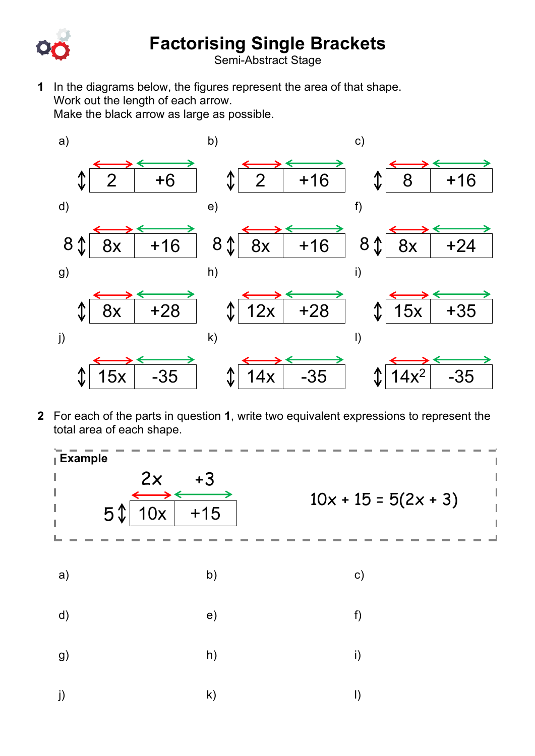# Factorising Single Brackets

Semi-Abstract Stage

**1** In the diagrams below, the figures represent the area of that shape.
Work out the length of each arrow.
Make the black arrow as large as possible.

a)

| 2 | +6 |
|---|---|

b)

| 2 | +16 |
|---|---|

c)

| 8 | +16 |
|---|---|

d) Height: 8

| 8x | +16 |
|---|---|

e) Height: 8

| 8x | +16 |
|---|---|

f) Height: 8

| 8x | +24 |
|---|---|

g)

| 8x | +28 |
|---|---|

h)

| 12x | +28 |
|---|---|

i)

| 15x | +35 |
|---|---|

j)

| 15x | -35 |
|---|---|

k)

| 14x | -35 |
|---|---|

l)

| $14x^2$ | -35 |
|---|---|

**2** For each of the parts in question **1**, write two equivalent expressions to represent the total area of each shape.

**Example**

Height: 5; widths: 2x, +3

| 10x | +15 |
|---|---|

$10x + 15 = 5(2x + 3)$

a)

b)

c)

d)

e)

f)

g)

h)

i)

j)

k)

l)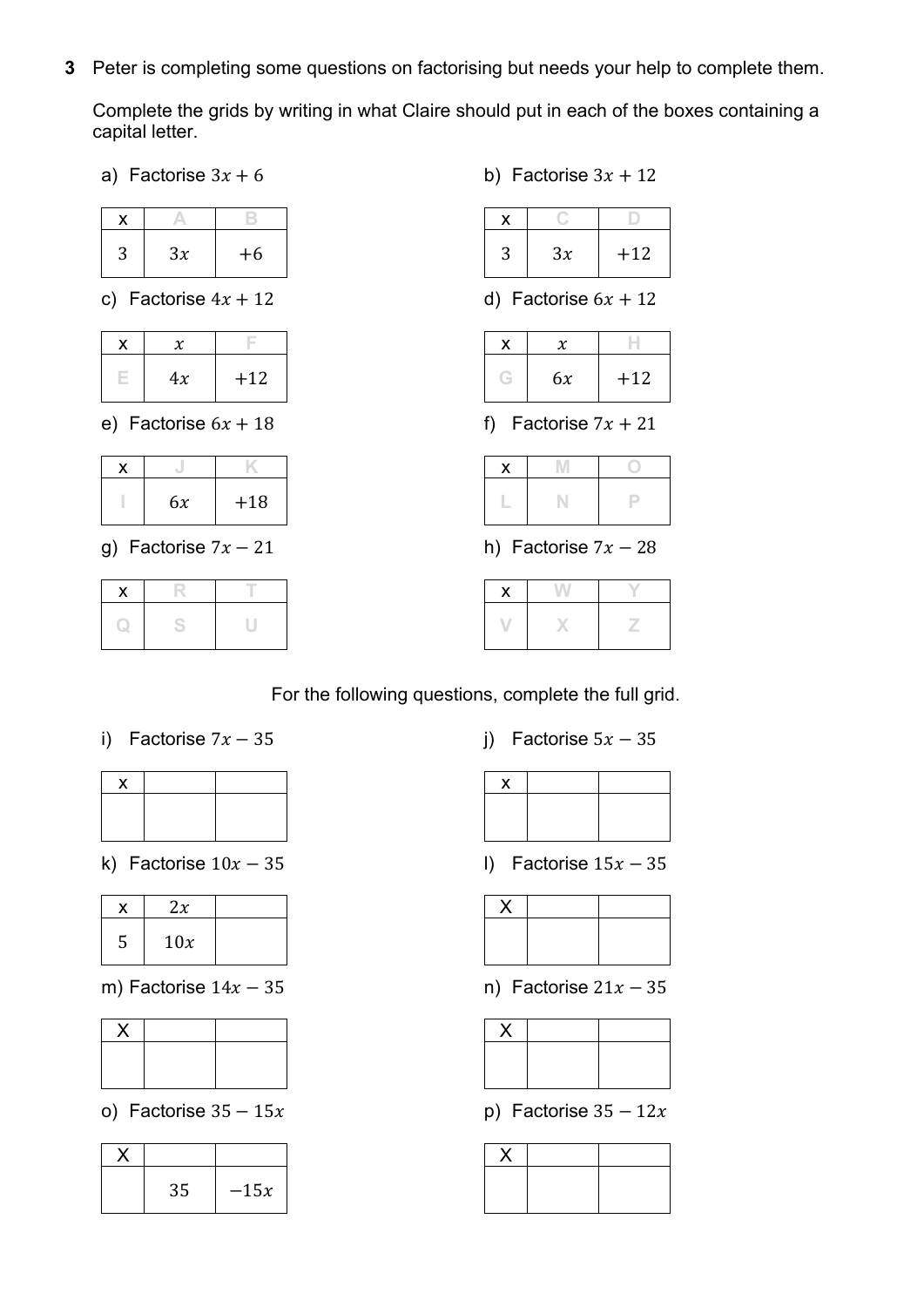**3** Peter is completing some questions on factorising but needs your help to complete them.

Complete the grids by writing in what Claire should put in each of the boxes containing a capital letter.

a) Factorise $3x + 6$

| x | A | B |
|---|---|---|
| 3 | $3x$ | $+6$ |

b) Factorise $3x + 12$

| x | C | D |
|---|---|---|
| 3 | $3x$ | $+12$ |

c) Factorise $4x + 12$

| x | $x$ | F |
|---|---|---|
| E | $4x$ | $+12$ |

d) Factorise $6x + 12$

| x | $x$ | H |
|---|---|---|
| G | $6x$ | $+12$ |

e) Factorise $6x + 18$

| x | J | K |
|---|---|---|
| I | $6x$ | $+18$ |

f) Factorise $7x + 21$

| x | M | O |
|---|---|---|
| L | N | P |

g) Factorise $7x - 21$

| x | R | T |
|---|---|---|
| Q | S | U |

h) Factorise $7x - 28$

| x | W | Y |
|---|---|---|
| V | X | Z |

For the following questions, complete the full grid.

i) Factorise $7x - 35$

| x | | |
|---|---|---|
| | | |

j) Factorise $5x - 35$

| x | | |
|---|---|---|
| | | |

k) Factorise $10x - 35$

| x | $2x$ | |
|---|---|---|
| 5 | $10x$ | |

l) Factorise $15x - 35$

| X | | |
|---|---|---|
| | | |

m) Factorise $14x - 35$

| X | | |
|---|---|---|
| | | |

n) Factorise $21x - 35$

| X | | |
|---|---|---|
| | | |

o) Factorise $35 - 15x$

| X | | |
|---|---|---|
| | 35 | $-15x$ |

p) Factorise $35 - 12x$

| X | | |
|---|---|---|
| | | |